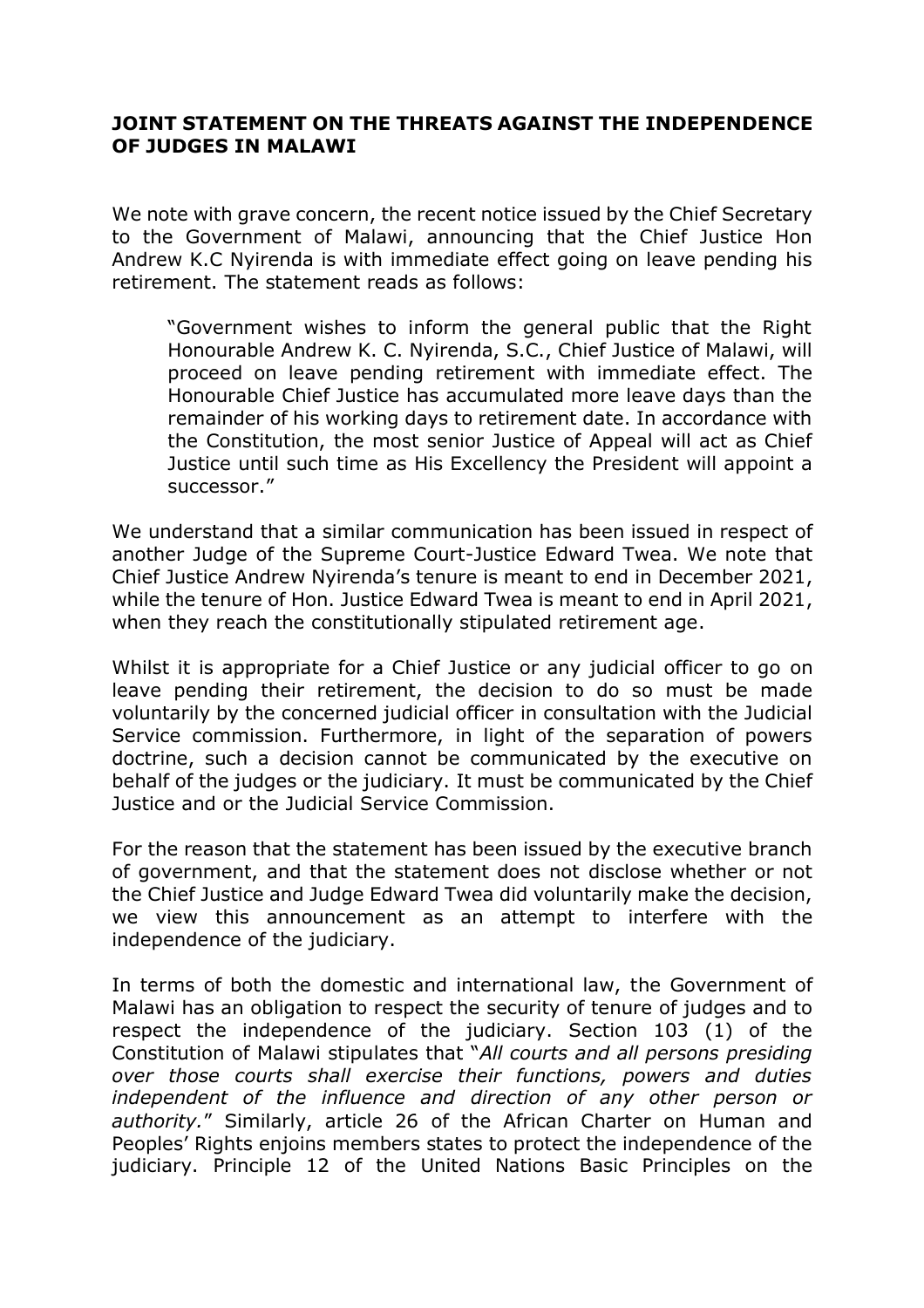**JOINT STATEMENT ON THE THREATS AGAINST THE INDEPENDENCE OF JUDGES IN MALAWI**

We note with grave concern, the recent notice issued by the Chief Secretary to the Government of Malawi, announcing that the Chief Justice Hon Andrew K.C Nyirenda is with immediate effect going on leave pending his retirement. The statement reads as follows:

> "Government wishes to inform the general public that the Right Honourable Andrew K. C. Nyirenda, S.C., Chief Justice of Malawi, will proceed on leave pending retirement with immediate effect. The Honourable Chief Justice has accumulated more leave days than the remainder of his working days to retirement date. In accordance with the Constitution, the most senior Justice of Appeal will act as Chief Justice until such time as His Excellency the President will appoint a successor."

We understand that a similar communication has been issued in respect of another Judge of the Supreme Court-Justice Edward Twea. We note that Chief Justice Andrew Nyirenda's tenure is meant to end in December 2021, while the tenure of Hon. Justice Edward Twea is meant to end in April 2021, when they reach the constitutionally stipulated retirement age.

Whilst it is appropriate for a Chief Justice or any judicial officer to go on leave pending their retirement, the decision to do so must be made voluntarily by the concerned judicial officer in consultation with the Judicial Service commission. Furthermore, in light of the separation of powers doctrine, such a decision cannot be communicated by the executive on behalf of the judges or the judiciary. It must be communicated by the Chief Justice and or the Judicial Service Commission.

For the reason that the statement has been issued by the executive branch of government, and that the statement does not disclose whether or not the Chief Justice and Judge Edward Twea did voluntarily make the decision, we view this announcement as an attempt to interfere with the independence of the judiciary.

In terms of both the domestic and international law, the Government of Malawi has an obligation to respect the security of tenure of judges and to respect the independence of the judiciary. Section 103 (1) of the Constitution of Malawi stipulates that "*All courts and all persons presiding over those courts shall exercise their functions, powers and duties independent of the influence and direction of any other person or authority.*" Similarly, article 26 of the African Charter on Human and Peoples' Rights enjoins members states to protect the independence of the judiciary. Principle 12 of the United Nations Basic Principles on the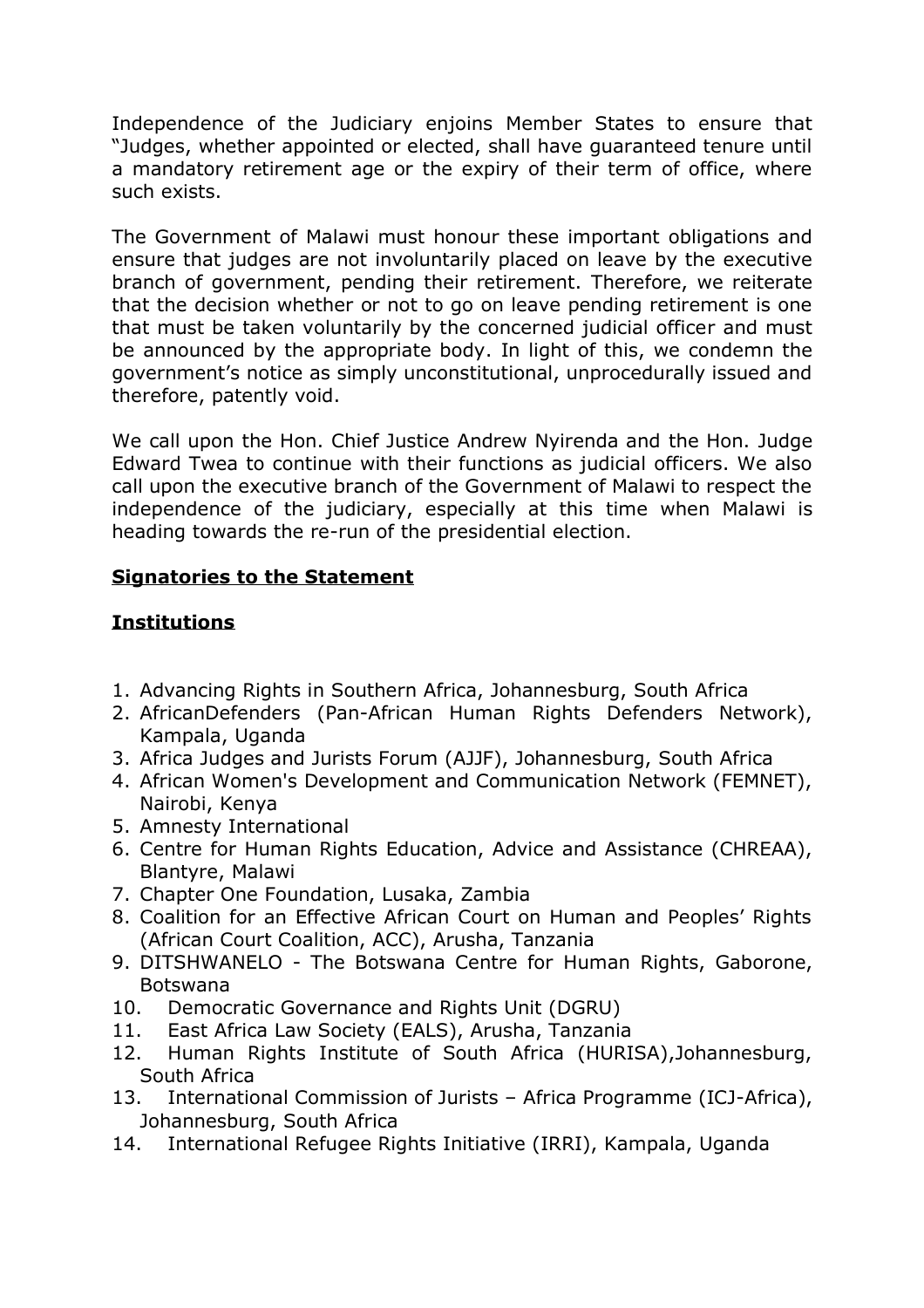Independence of the Judiciary enjoins Member States to ensure that "Judges, whether appointed or elected, shall have guaranteed tenure until a mandatory retirement age or the expiry of their term of office, where such exists.

The Government of Malawi must honour these important obligations and ensure that judges are not involuntarily placed on leave by the executive branch of government, pending their retirement. Therefore, we reiterate that the decision whether or not to go on leave pending retirement is one that must be taken voluntarily by the concerned judicial officer and must be announced by the appropriate body. In light of this, we condemn the government's notice as simply unconstitutional, unprocedurally issued and therefore, patently void.

We call upon the Hon. Chief Justice Andrew Nyirenda and the Hon. Judge Edward Twea to continue with their functions as judicial officers. We also call upon the executive branch of the Government of Malawi to respect the independence of the judiciary, especially at this time when Malawi is heading towards the re-run of the presidential election.

**Signatories to the Statement**

**Institutions**

1. Advancing Rights in Southern Africa, Johannesburg, South Africa
2. AfricanDefenders (Pan-African Human Rights Defenders Network), Kampala, Uganda
3. Africa Judges and Jurists Forum (AJJF), Johannesburg, South Africa
4. African Women's Development and Communication Network (FEMNET), Nairobi, Kenya
5. Amnesty International
6. Centre for Human Rights Education, Advice and Assistance (CHREAA), Blantyre, Malawi
7. Chapter One Foundation, Lusaka, Zambia
8. Coalition for an Effective African Court on Human and Peoples' Rights (African Court Coalition, ACC), Arusha, Tanzania
9. DITSHWANELO - The Botswana Centre for Human Rights, Gaborone, Botswana
10. Democratic Governance and Rights Unit (DGRU)
11. East Africa Law Society (EALS), Arusha, Tanzania
12. Human Rights Institute of South Africa (HURISA),Johannesburg, South Africa
13. International Commission of Jurists – Africa Programme (ICJ-Africa), Johannesburg, South Africa
14. International Refugee Rights Initiative (IRRI), Kampala, Uganda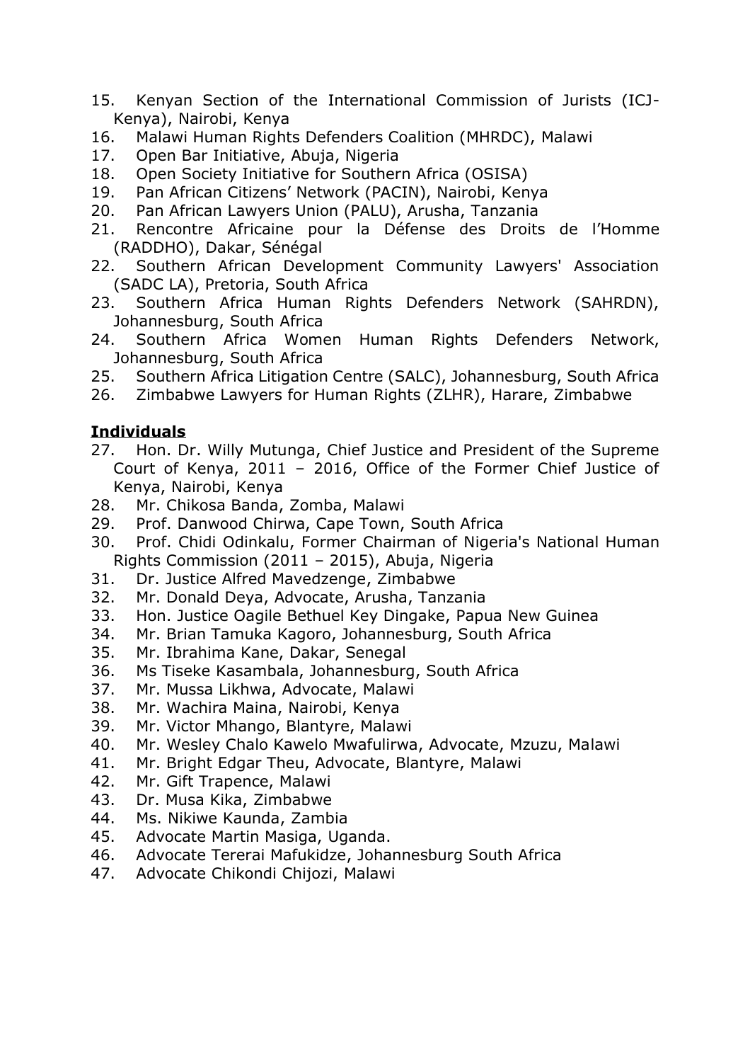15. Kenyan Section of the International Commission of Jurists (ICJ-Kenya), Nairobi, Kenya
16. Malawi Human Rights Defenders Coalition (MHRDC), Malawi
17. Open Bar Initiative, Abuja, Nigeria
18. Open Society Initiative for Southern Africa (OSISA)
19. Pan African Citizens' Network (PACIN), Nairobi, Kenya
20. Pan African Lawyers Union (PALU), Arusha, Tanzania
21. Rencontre Africaine pour la Défense des Droits de l'Homme (RADDHO), Dakar, Sénégal
22. Southern African Development Community Lawyers' Association (SADC LA), Pretoria, South Africa
23. Southern Africa Human Rights Defenders Network (SAHRDN), Johannesburg, South Africa
24. Southern Africa Women Human Rights Defenders Network, Johannesburg, South Africa
25. Southern Africa Litigation Centre (SALC), Johannesburg, South Africa
26. Zimbabwe Lawyers for Human Rights (ZLHR), Harare, Zimbabwe

**Individuals**

27. Hon. Dr. Willy Mutunga, Chief Justice and President of the Supreme Court of Kenya, 2011 – 2016, Office of the Former Chief Justice of Kenya, Nairobi, Kenya
28. Mr. Chikosa Banda, Zomba, Malawi
29. Prof. Danwood Chirwa, Cape Town, South Africa
30. Prof. Chidi Odinkalu, Former Chairman of Nigeria's National Human Rights Commission (2011 – 2015), Abuja, Nigeria
31. Dr. Justice Alfred Mavedzenge, Zimbabwe
32. Mr. Donald Deya, Advocate, Arusha, Tanzania
33. Hon. Justice Oagile Bethuel Key Dingake, Papua New Guinea
34. Mr. Brian Tamuka Kagoro, Johannesburg, South Africa
35. Mr. Ibrahima Kane, Dakar, Senegal
36. Ms Tiseke Kasambala, Johannesburg, South Africa
37. Mr. Mussa Likhwa, Advocate, Malawi
38. Mr. Wachira Maina, Nairobi, Kenya
39. Mr. Victor Mhango, Blantyre, Malawi
40. Mr. Wesley Chalo Kawelo Mwafulirwa, Advocate, Mzuzu, Malawi
41. Mr. Bright Edgar Theu, Advocate, Blantyre, Malawi
42. Mr. Gift Trapence, Malawi
43. Dr. Musa Kika, Zimbabwe
44. Ms. Nikiwe Kaunda, Zambia
45. Advocate Martin Masiga, Uganda.
46. Advocate Tererai Mafukidze, Johannesburg South Africa
47. Advocate Chikondi Chijozi, Malawi